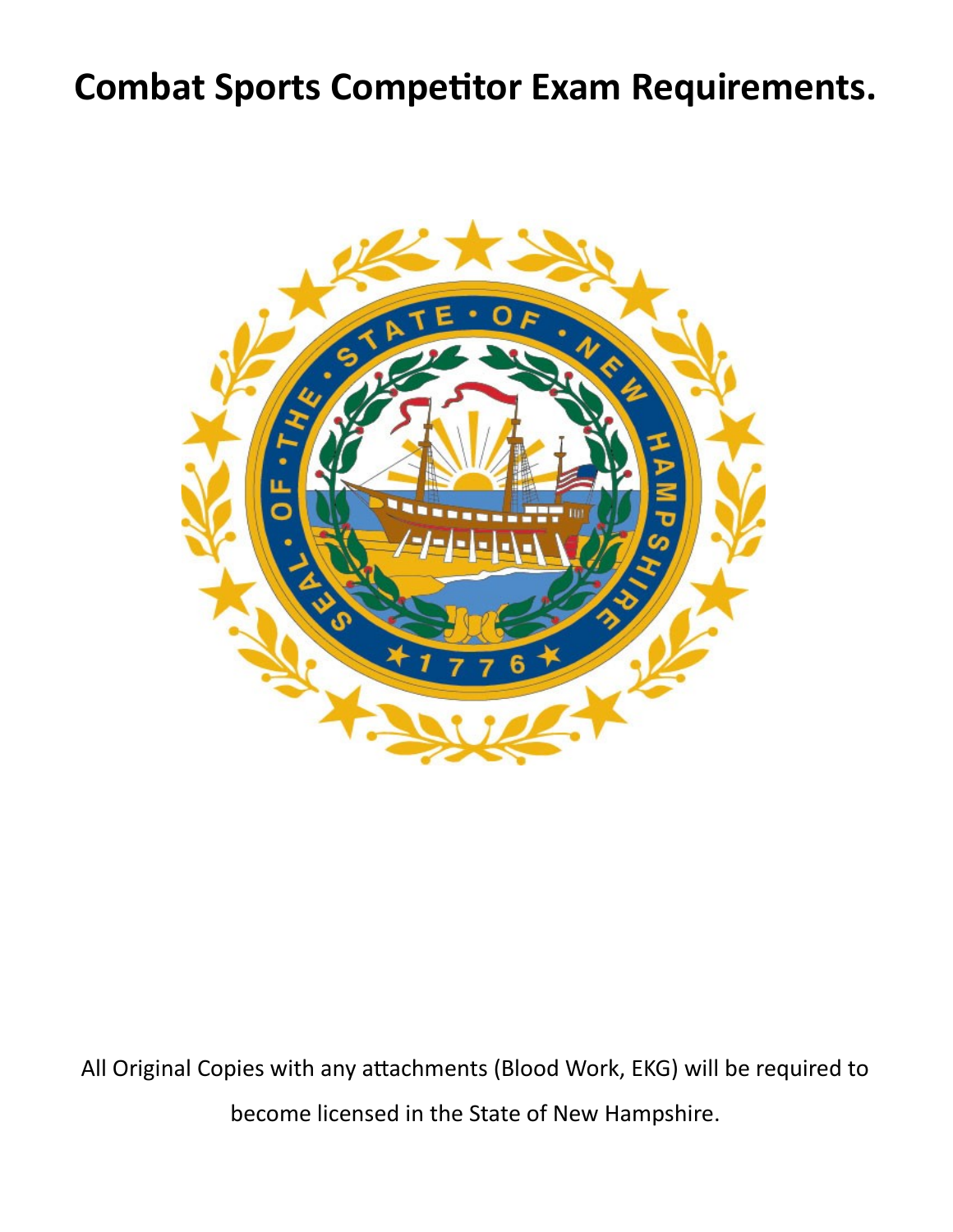# Combat Sports Competitor Exam Requirements.

All Original Copies with any attachments (Blood Work, EKG) will be required to become licensed in the State of New Hampshire.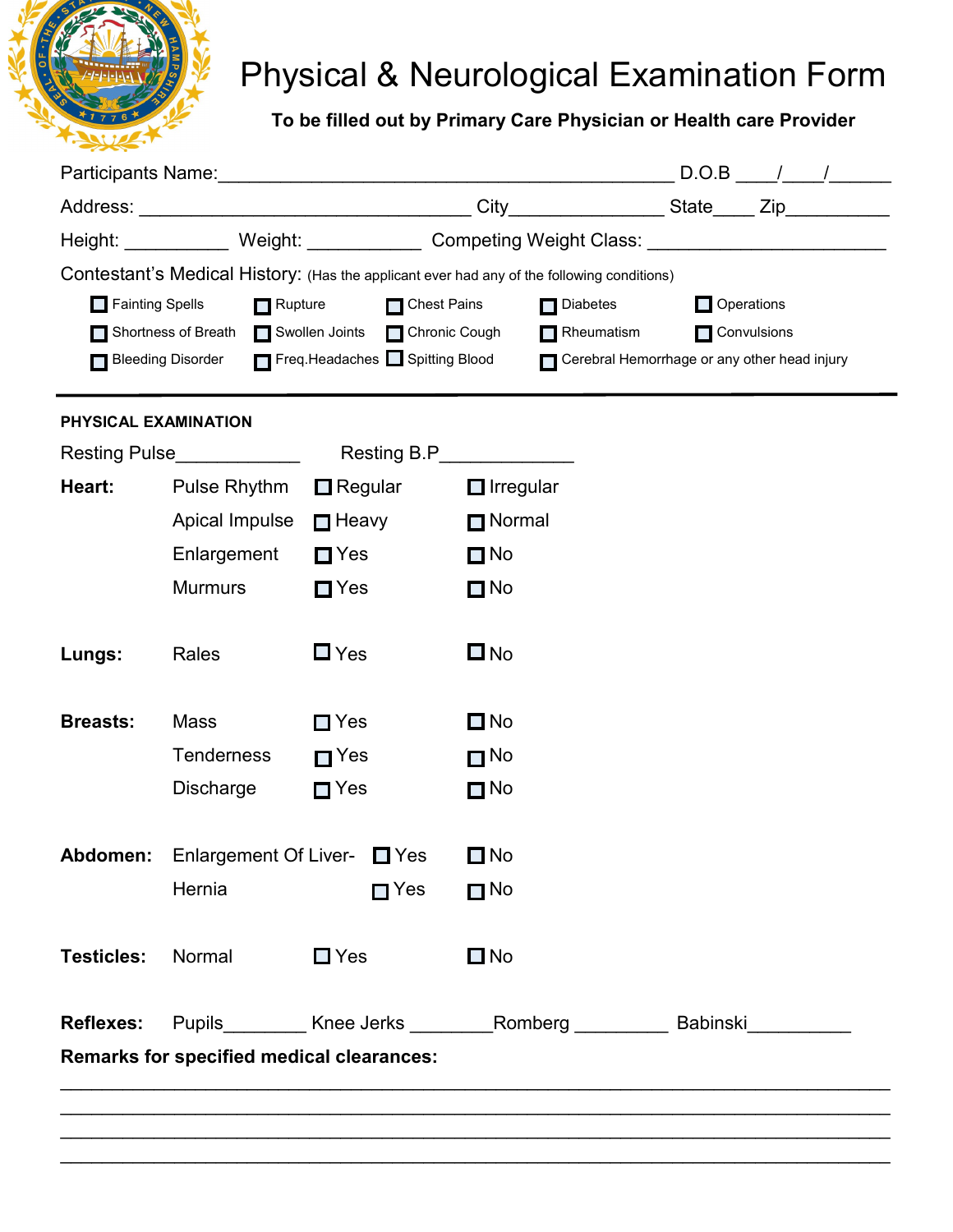# Physical & Neurological Examination Form

**To be filled out by Primary Care Physician or Health care Provider**

Participants Name:_____________________________________________ D.O.B ____/____/______

Address: _________________________________ City_______________ State____ Zip__________

Height: __________ Weight: ___________ Competing Weight Class: _______________________

Contestant's Medical History: (Has the applicant ever had any of the following conditions)

- ☐ Fainting Spells
- ☐ Rupture
- ☐ Chest Pains
- ☐ Diabetes
- ☐ Operations
- ☐ Shortness of Breath
- ☐ Swollen Joints
- ☐ Chronic Cough
- ☐ Rheumatism
- ☐ Convulsions
- ☐ Bleeding Disorder
- ☐ Freq.Headaches
- ☐ Spitting Blood
- ☐ Cerebral Hemorrhage or any other head injury

---

**PHYSICAL EXAMINATION**

Resting Pulse____________ Resting B.P_____________

| | | | |
|---|---|---|---|
| **Heart:** | Pulse Rhythm | ☐ Regular | ☐ Irregular |
| | Apical Impulse | ☐ Heavy | ☐ Normal |
| | Enlargement | ☐ Yes | ☐ No |
| | Murmurs | ☐ Yes | ☐ No |
| **Lungs:** | Rales | ☐ Yes | ☐ No |
| **Breasts:** | Mass | ☐ Yes | ☐ No |
| | Tenderness | ☐ Yes | ☐ No |
| | Discharge | ☐ Yes | ☐ No |
| **Abdomen:** | Enlargement Of Liver- | ☐ Yes | ☐ No |
| | Hernia | ☐ Yes | ☐ No |
| **Testicles:** | Normal | ☐ Yes | ☐ No |

**Reflexes:** Pupils________ Knee Jerks ________Romberg _________ Babinski__________

**Remarks for specified medical clearances:**

_____________________________________________________________________________

_____________________________________________________________________________

_____________________________________________________________________________

_____________________________________________________________________________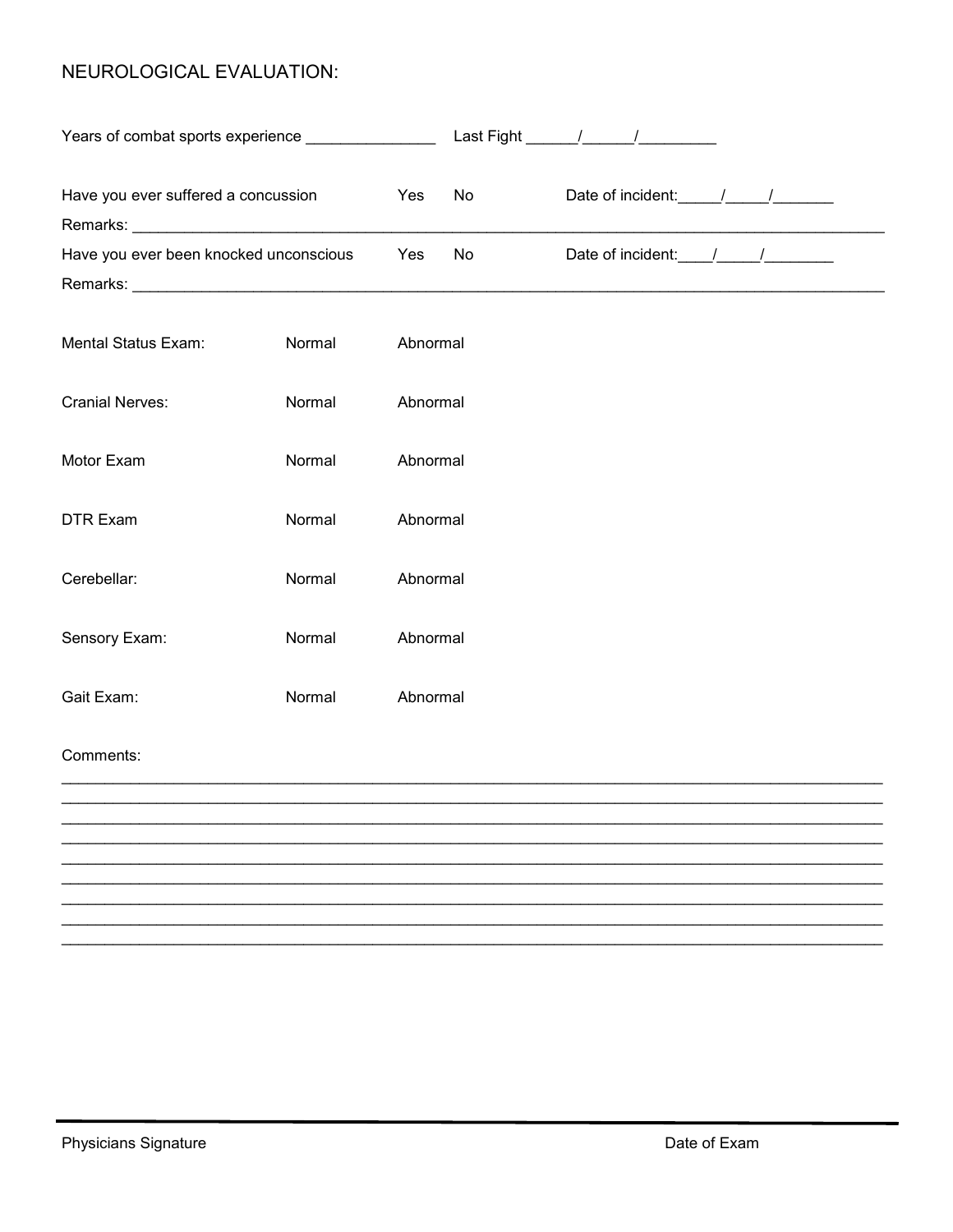# NEUROLOGICAL EVALUATION:

Years of combat sports experience _______________ Last Fight ______/______/_________

Have you ever suffered a concussion Yes No Date of incident:_____/_____/_______

Remarks: ___________________________________________________________________________________________

Have you ever been knocked unconscious Yes No Date of incident:____/_____/________

Remarks: ___________________________________________________________________________________________

| | | |
|---|---|---|
| Mental Status Exam: | Normal | Abnormal |
| Cranial Nerves: | Normal | Abnormal |
| Motor Exam | Normal | Abnormal |
| DTR Exam | Normal | Abnormal |
| Cerebellar: | Normal | Abnormal |
| Sensory Exam: | Normal | Abnormal |
| Gait Exam: | Normal | Abnormal |

Comments:

____________________________________________________________________________________________________
____________________________________________________________________________________________________
____________________________________________________________________________________________________
____________________________________________________________________________________________________
____________________________________________________________________________________________________
____________________________________________________________________________________________________
____________________________________________________________________________________________________
____________________________________________________________________________________________________
____________________________________________________________________________________________________

Physicians Signature Date of Exam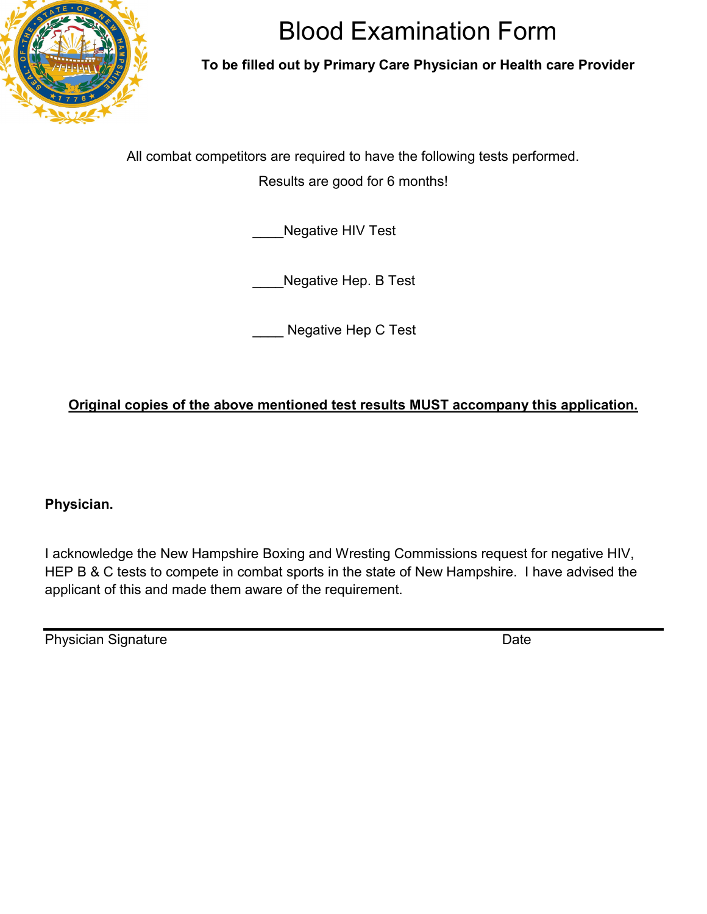# Blood Examination Form

**To be filled out by Primary Care Physician or Health care Provider**

All combat competitors are required to have the following tests performed.

Results are good for 6 months!

____Negative HIV Test

____Negative Hep. B Test

____ Negative Hep C Test

**<u>Original copies of the above mentioned test results MUST accompany this application.</u>**

**Physician.**

I acknowledge the New Hampshire Boxing and Wresting Commissions request for negative HIV, HEP B & C tests to compete in combat sports in the state of New Hampshire. I have advised the applicant of this and made them aware of the requirement.

______________________________________________________________________

Physician Signature                                                                                    Date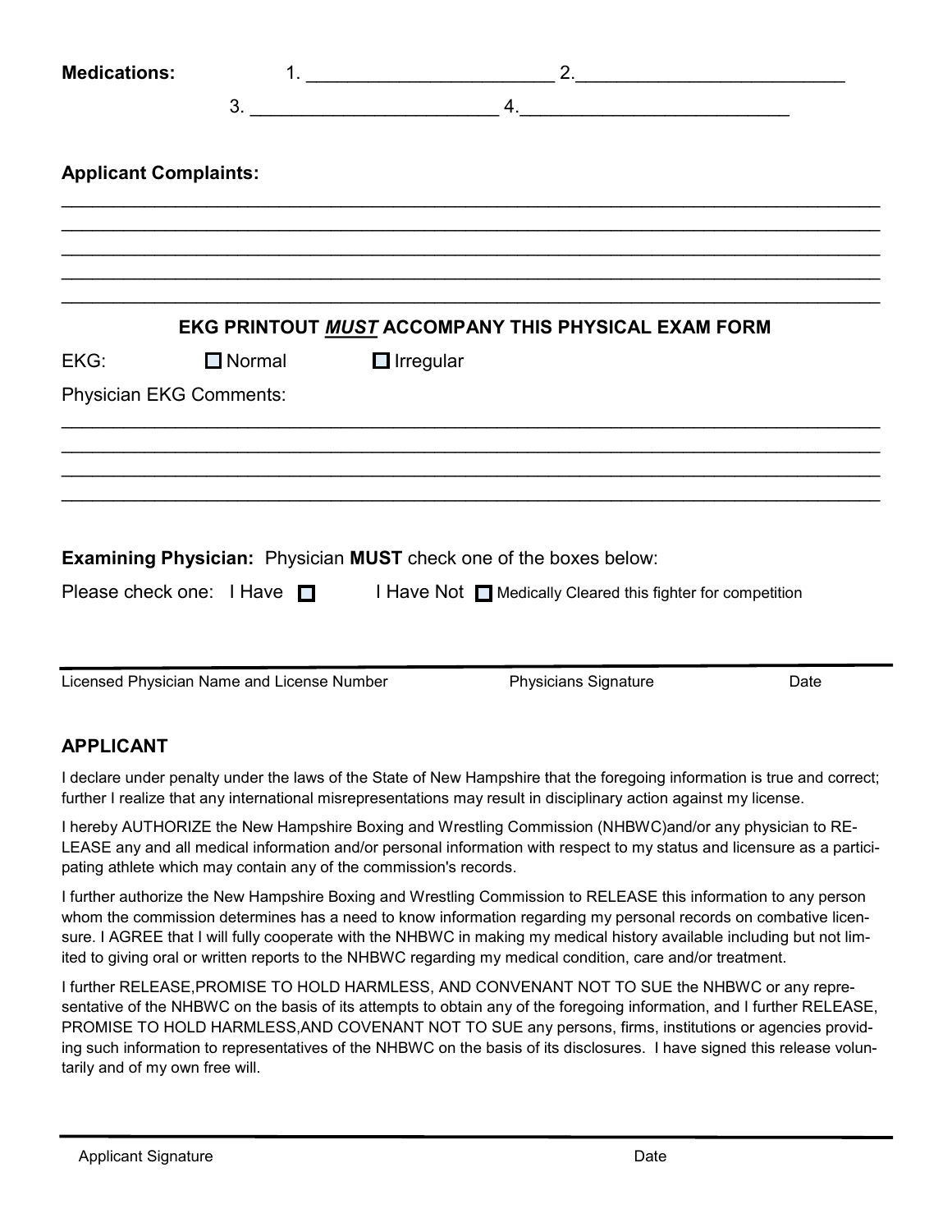**Medications:** 1. ________________________ 2. __________________________

3. ________________________ 4. __________________________

**Applicant Complaints:**

______________________________________________________________________________
______________________________________________________________________________
______________________________________________________________________________
______________________________________________________________________________
______________________________________________________________________________

**EKG PRINTOUT *MUST* ACCOMPANY THIS PHYSICAL EXAM FORM**

EKG: ☐ Normal ☐ Irregular

Physician EKG Comments:

______________________________________________________________________________
______________________________________________________________________________
______________________________________________________________________________
______________________________________________________________________________

**Examining Physician:** Physician **MUST** check one of the boxes below:

Please check one: I Have ☐ I Have Not ☐ Medically Cleared this fighter for competition

______________________________________________________________________________

Licensed Physician Name and License Number | Physicians Signature | Date

## APPLICANT

I declare under penalty under the laws of the State of New Hampshire that the foregoing information is true and correct; further I realize that any international misrepresentations may result in disciplinary action against my license.

I hereby AUTHORIZE the New Hampshire Boxing and Wrestling Commission (NHBWC)and/or any physician to RELEASE any and all medical information and/or personal information with respect to my status and licensure as a participating athlete which may contain any of the commission's records.

I further authorize the New Hampshire Boxing and Wrestling Commission to RELEASE this information to any person whom the commission determines has a need to know information regarding my personal records on combative licensure. I AGREE that I will fully cooperate with the NHBWC in making my medical history available including but not limited to giving oral or written reports to the NHBWC regarding my medical condition, care and/or treatment.

I further RELEASE,PROMISE TO HOLD HARMLESS, AND CONVENANT NOT TO SUE the NHBWC or any representative of the NHBWC on the basis of its attempts to obtain any of the foregoing information, and I further RELEASE, PROMISE TO HOLD HARMLESS,AND COVENANT NOT TO SUE any persons, firms, institutions or agencies providing such information to representatives of the NHBWC on the basis of its disclosures. I have signed this release voluntarily and of my own free will.

______________________________________________________________________________

Applicant Signature | Date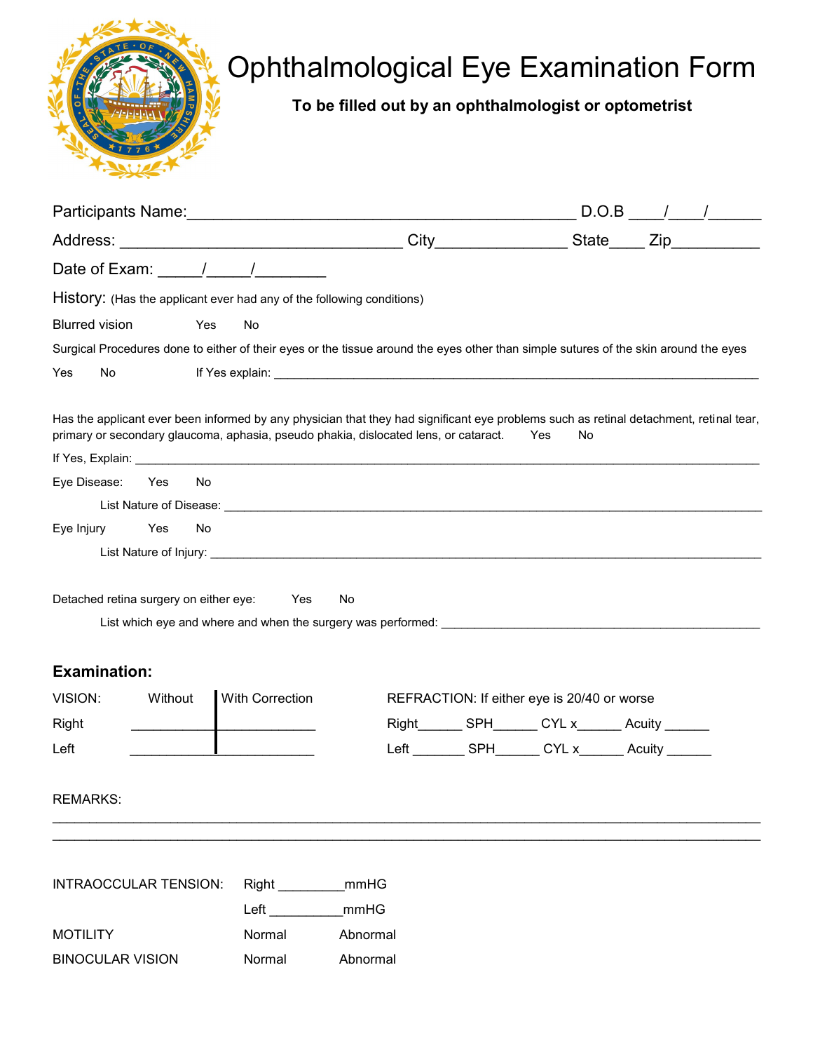# Ophthalmological Eye Examination Form

**To be filled out by an ophthalmologist or optometrist**

Participants Name:_____________________________________________ D.O.B ____/____/______

Address: _________________________________ City_______________ State____ Zip__________

Date of Exam: _____/_____/________

History: (Has the applicant ever had any of the following conditions)

Blurred vision Yes No

Surgical Procedures done to either of their eyes or the tissue around the eyes other than simple sutures of the skin around the eyes

Yes No If Yes explain: ___________________________________________________________________________

Has the applicant ever been informed by any physician that they had significant eye problems such as retinal detachment, retinal tear, primary or secondary glaucoma, aphasia, pseudo phakia, dislocated lens, or cataract. Yes No

If Yes, Explain: ___________________________________________________________________________________________

Eye Disease: Yes No

List Nature of Disease: ______________________________________________________________________________

Eye Injury Yes No

List Nature of Injury: ________________________________________________________________________________

Detached retina surgery on either eye: Yes No

List which eye and where and when the surgery was performed: _______________________________________________

## Examination:

| VISION: | Without | With Correction |
|---|---|---|
| Right | ____________ | ______________ |
| Left | ____________ | ______________ |

REFRACTION: If either eye is 20/40 or worse

Right______ SPH______ CYL x______ Acuity ______

Left _______ SPH______ CYL x______ Acuity ______

REMARKS:

________________________________________________________________________________________________

________________________________________________________________________________________________

INTRAOCCULAR TENSION: Right _________mmHG

Left __________mmHG

MOTILITY Normal Abnormal

BINOCULAR VISION Normal Abnormal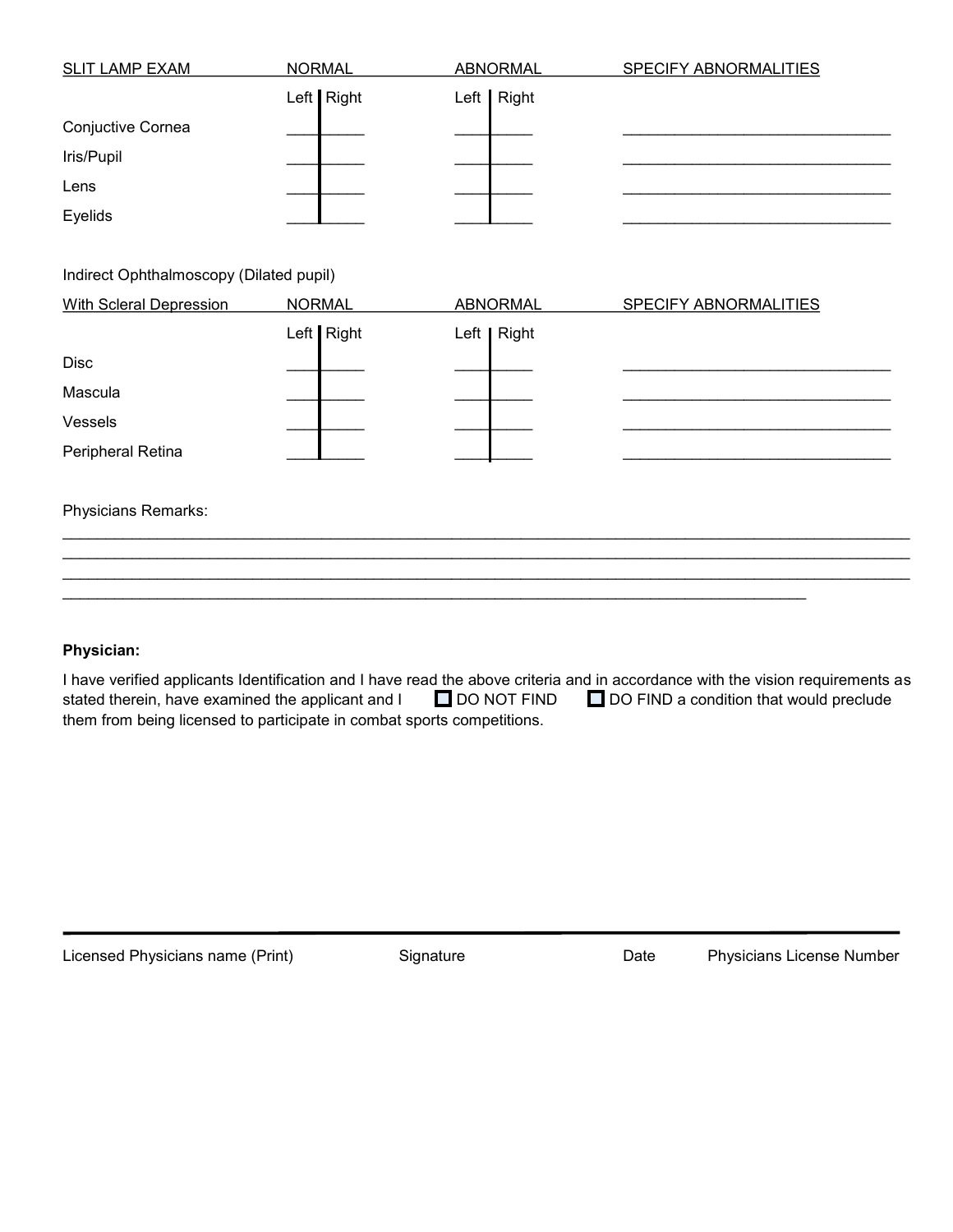| SLIT LAMP EXAM | NORMAL | | ABNORMAL | | SPECIFY ABNORMALITIES |
|---|---|---|---|---|---|
| | Left | Right | Left | Right | |
| Conjuctive Cornea | | | | | |
| Iris/Pupil | | | | | |
| Lens | | | | | |
| Eyelids | | | | | |

Indirect Ophthalmoscopy (Dilated pupil)

| With Scleral Depression | NORMAL | | ABNORMAL | | SPECIFY ABNORMALITIES |
|---|---|---|---|---|---|
| | Left | Right | Left | Right | |
| Disc | | | | | |
| Mascula | | | | | |
| Vessels | | | | | |
| Peripheral Retina | | | | | |

Physicians Remarks:

______________________________________________________________________________________________

______________________________________________________________________________________________

______________________________________________________________________________________________

______________________________________________________________________________________

**Physician:**

I have verified applicants Identification and I have read the above criteria and in accordance with the vision requirements as stated therein, have examined the applicant and I ☐ DO NOT FIND ☐ DO FIND a condition that would preclude them from being licensed to participate in combat sports competitions.

______________________________________________________________________________________________

Licensed Physicians name (Print) Signature Date Physicians License Number